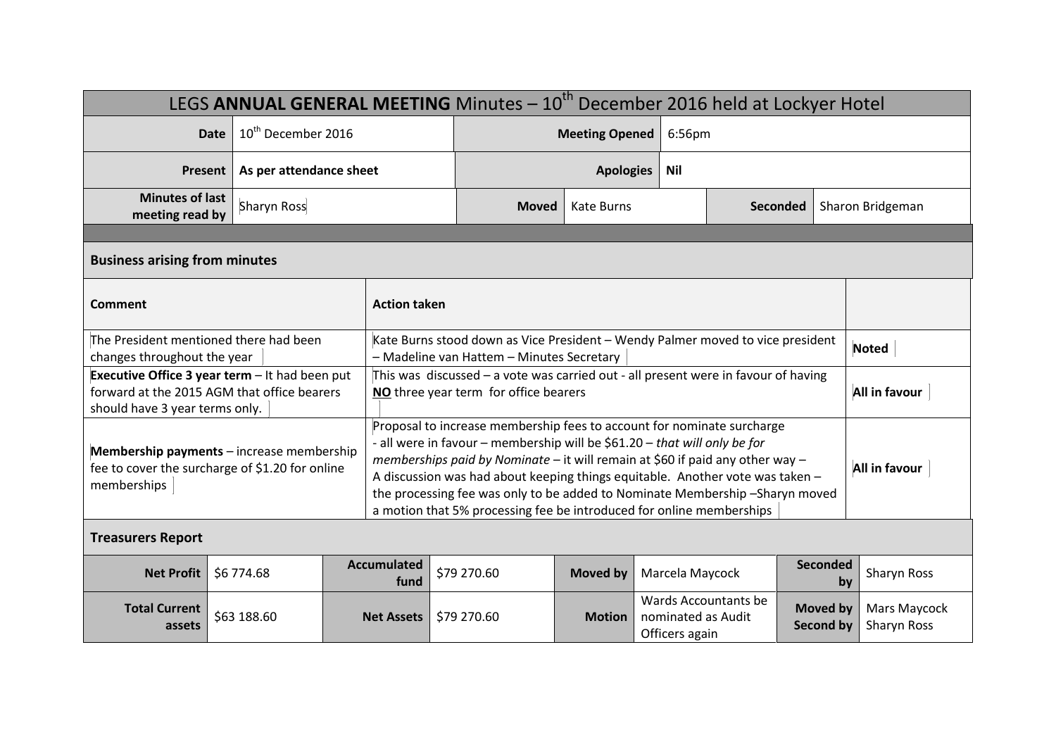# LEGS **ANNUAL GENERAL MEETING** Minutes – 10th December 2016 held at Lockyer Hotel

| | | | | | |
|---|---|---|---|---|---|
| **Date** | 10th December 2016 | **Meeting Opened** | 6:56pm | | |
| **Present** | **As per attendance sheet** | **Apologies** | **Nil** | | |
| **Minutes of last meeting read by** | Sharyn Ross | **Moved** | Kate Burns | **Seconded** | Sharon Bridgeman |

## Business arising from minutes

| **Comment** | **Action taken** | |
|---|---|---|
| The President mentioned there had been changes throughout the year | Kate Burns stood down as Vice President – Wendy Palmer moved to vice president – Madeline van Hattem – Minutes Secretary | **Noted** |
| **Executive Office 3 year term** – It had been put forward at the 2015 AGM that office bearers should have 3 year terms only. | This was discussed – a vote was carried out - all present were in favour of having **NO** three year term for office bearers | **All in favour** |
| **Membership payments** – increase membership fee to cover the surcharge of $1.20 for online memberships | Proposal to increase membership fees to account for nominate surcharge - all were in favour – membership will be $61.20 – *that will only be for memberships paid by Nominate* – it will remain at $60 if paid any other way – A discussion was had about keeping things equitable. Another vote was taken – the processing fee was only to be added to Nominate Membership –Sharyn moved a motion that 5% processing fee be introduced for online memberships | **All in favour** |

## Treasurers Report

| | | | | | | | |
|---|---|---|---|---|---|---|---|
| **Net Profit** | $6 774.68 | **Accumulated fund** | $79 270.60 | **Moved by** | Marcela Maycock | **Seconded by** | Sharyn Ross |
| **Total Current assets** | $63 188.60 | **Net Assets** | $79 270.60 | **Motion** | Wards Accountants be nominated as Audit Officers again | **Moved by Second by** | Mars Maycock Sharyn Ross |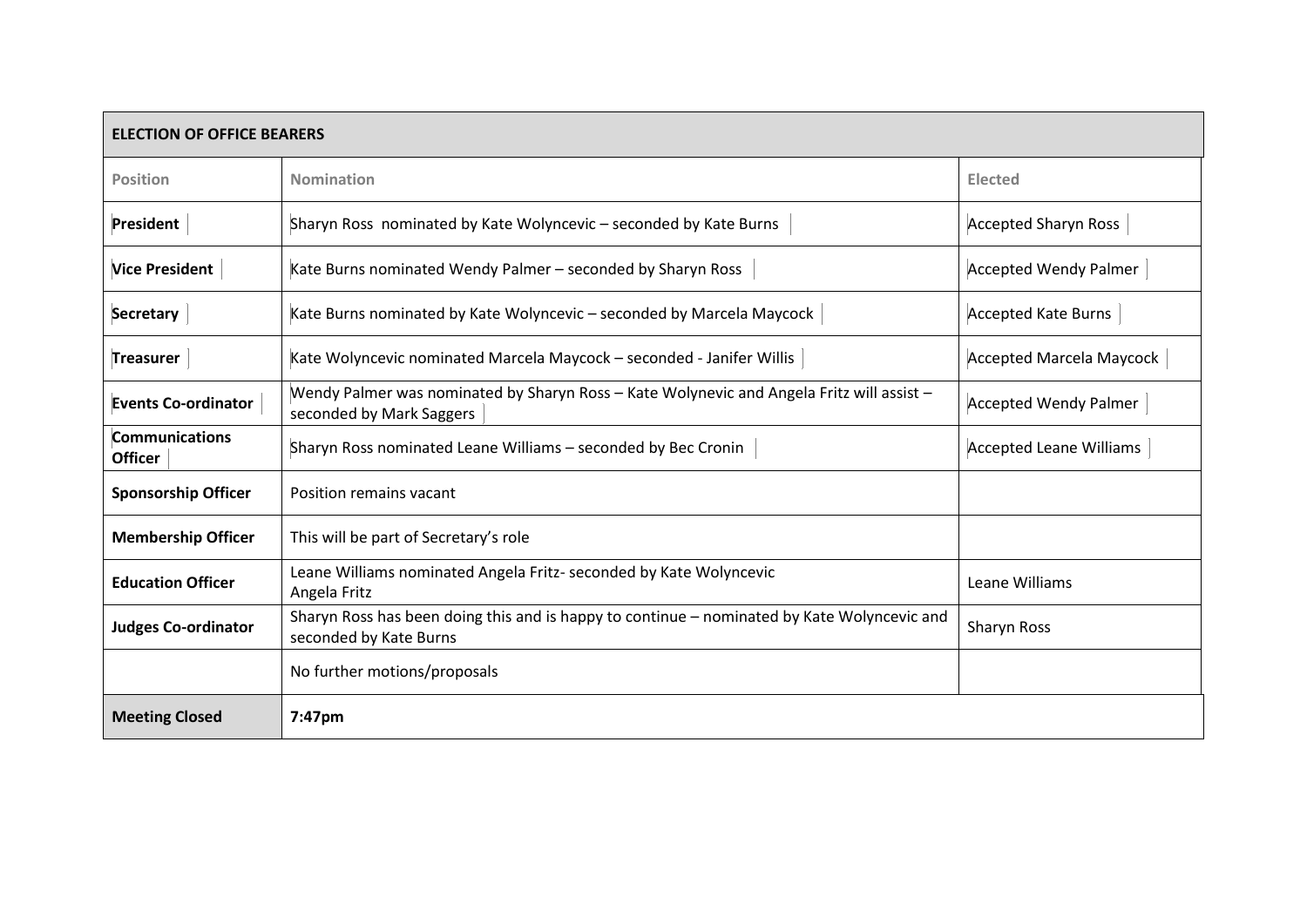| ELECTION OF OFFICE BEARERS | | |
|---|---|---|
| **Position** | **Nomination** | **Elected** |
| **President** | Sharyn Ross nominated by Kate Wolyncevic – seconded by Kate Burns | Accepted Sharyn Ross |
| **Vice President** | Kate Burns nominated Wendy Palmer – seconded by Sharyn Ross | Accepted Wendy Palmer |
| **Secretary** | Kate Burns nominated by Kate Wolyncevic – seconded by Marcela Maycock | Accepted Kate Burns |
| **Treasurer** | Kate Wolyncevic nominated Marcela Maycock – seconded - Janifer Willis | Accepted Marcela Maycock |
| **Events Co-ordinator** | Wendy Palmer was nominated by Sharyn Ross – Kate Wolynevic and Angela Fritz will assist – seconded by Mark Saggers | Accepted Wendy Palmer |
| **Communications Officer** | Sharyn Ross nominated Leane Williams – seconded by Bec Cronin | Accepted Leane Williams |
| **Sponsorship Officer** | Position remains vacant | |
| **Membership Officer** | This will be part of Secretary's role | |
| **Education Officer** | Leane Williams nominated Angela Fritz- seconded by Kate Wolyncevic Angela Fritz | Leane Williams |
| **Judges Co-ordinator** | Sharyn Ross has been doing this and is happy to continue – nominated by Kate Wolyncevic and seconded by Kate Burns | Sharyn Ross |
| | No further motions/proposals | |
| **Meeting Closed** | **7:47pm** | |